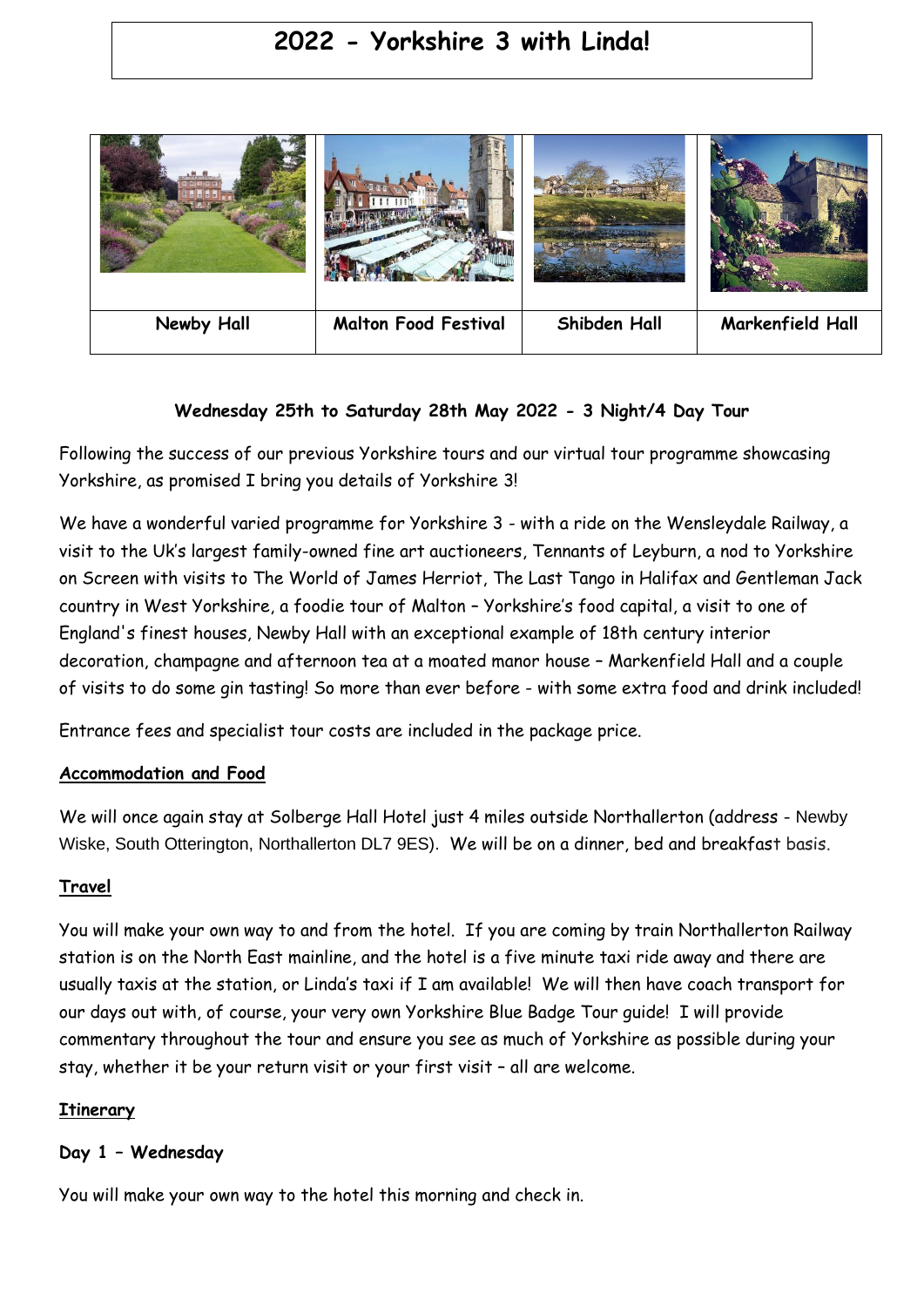# 2022 - Yorkshire 3 with Linda!

| Newby Hall | Malton Food Festival | Shibden Hall | Markenfield Hall |
|---|---|---|---|

**Wednesday 25th to Saturday 28th May 2022 - 3 Night/4 Day Tour**

Following the success of our previous Yorkshire tours and our virtual tour programme showcasing Yorkshire, as promised I bring you details of Yorkshire 3!

We have a wonderful varied programme for Yorkshire 3 - with a ride on the Wensleydale Railway, a visit to the Uk's largest family-owned fine art auctioneers, Tennants of Leyburn, a nod to Yorkshire on Screen with visits to The World of James Herriot, The Last Tango in Halifax and Gentleman Jack country in West Yorkshire, a foodie tour of Malton – Yorkshire's food capital, a visit to one of England's finest houses, Newby Hall with an exceptional example of 18th century interior decoration, champagne and afternoon tea at a moated manor house – Markenfield Hall and a couple of visits to do some gin tasting! So more than ever before - with some extra food and drink included!

Entrance fees and specialist tour costs are included in the package price.

**Accommodation and Food**

We will once again stay at Solberge Hall Hotel just 4 miles outside Northallerton (address - Newby Wiske, South Otterington, Northallerton DL7 9ES). We will be on a dinner, bed and breakfast basis.

**Travel**

You will make your own way to and from the hotel. If you are coming by train Northallerton Railway station is on the North East mainline, and the hotel is a five minute taxi ride away and there are usually taxis at the station, or Linda's taxi if I am available! We will then have coach transport for our days out with, of course, your very own Yorkshire Blue Badge Tour guide! I will provide commentary throughout the tour and ensure you see as much of Yorkshire as possible during your stay, whether it be your return visit or your first visit – all are welcome.

**Itinerary**

**Day 1 – Wednesday**

You will make your own way to the hotel this morning and check in.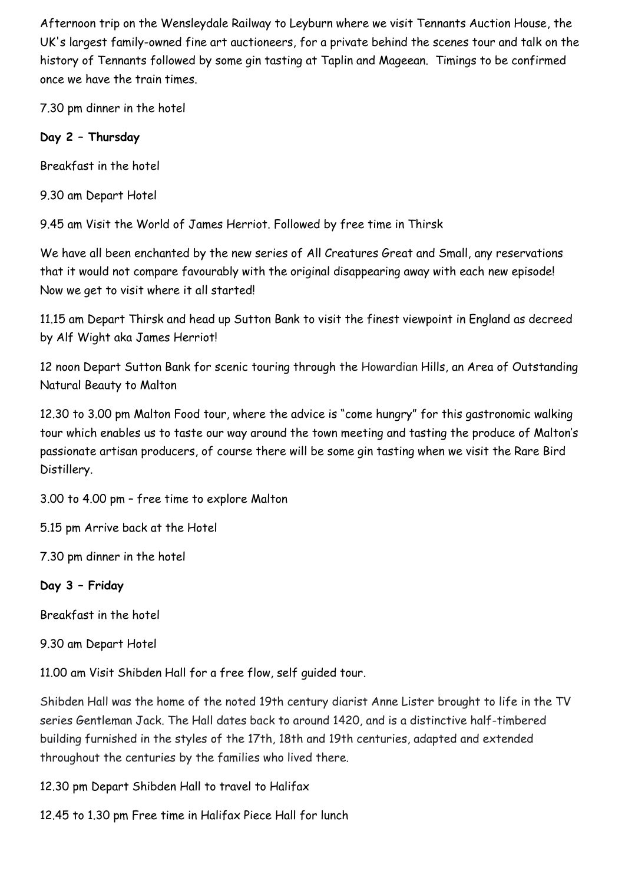Afternoon trip on the Wensleydale Railway to Leyburn where we visit Tennants Auction House, the UK's largest family-owned fine art auctioneers, for a private behind the scenes tour and talk on the history of Tennants followed by some gin tasting at Taplin and Mageean. Timings to be confirmed once we have the train times.

7.30 pm dinner in the hotel

**Day 2 – Thursday**

Breakfast in the hotel

9.30 am Depart Hotel

9.45 am Visit the World of James Herriot. Followed by free time in Thirsk

We have all been enchanted by the new series of All Creatures Great and Small, any reservations that it would not compare favourably with the original disappearing away with each new episode! Now we get to visit where it all started!

11.15 am Depart Thirsk and head up Sutton Bank to visit the finest viewpoint in England as decreed by Alf Wight aka James Herriot!

12 noon Depart Sutton Bank for scenic touring through the Howardian Hills, an Area of Outstanding Natural Beauty to Malton

12.30 to 3.00 pm Malton Food tour, where the advice is "come hungry" for this gastronomic walking tour which enables us to taste our way around the town meeting and tasting the produce of Malton's passionate artisan producers, of course there will be some gin tasting when we visit the Rare Bird Distillery.

3.00 to 4.00 pm – free time to explore Malton

5.15 pm Arrive back at the Hotel

7.30 pm dinner in the hotel

**Day 3 – Friday**

Breakfast in the hotel

9.30 am Depart Hotel

11.00 am Visit Shibden Hall for a free flow, self guided tour.

Shibden Hall was the home of the noted 19th century diarist Anne Lister brought to life in the TV series Gentleman Jack. The Hall dates back to around 1420, and is a distinctive half-timbered building furnished in the styles of the 17th, 18th and 19th centuries, adapted and extended throughout the centuries by the families who lived there.

12.30 pm Depart Shibden Hall to travel to Halifax

12.45 to 1.30 pm Free time in Halifax Piece Hall for lunch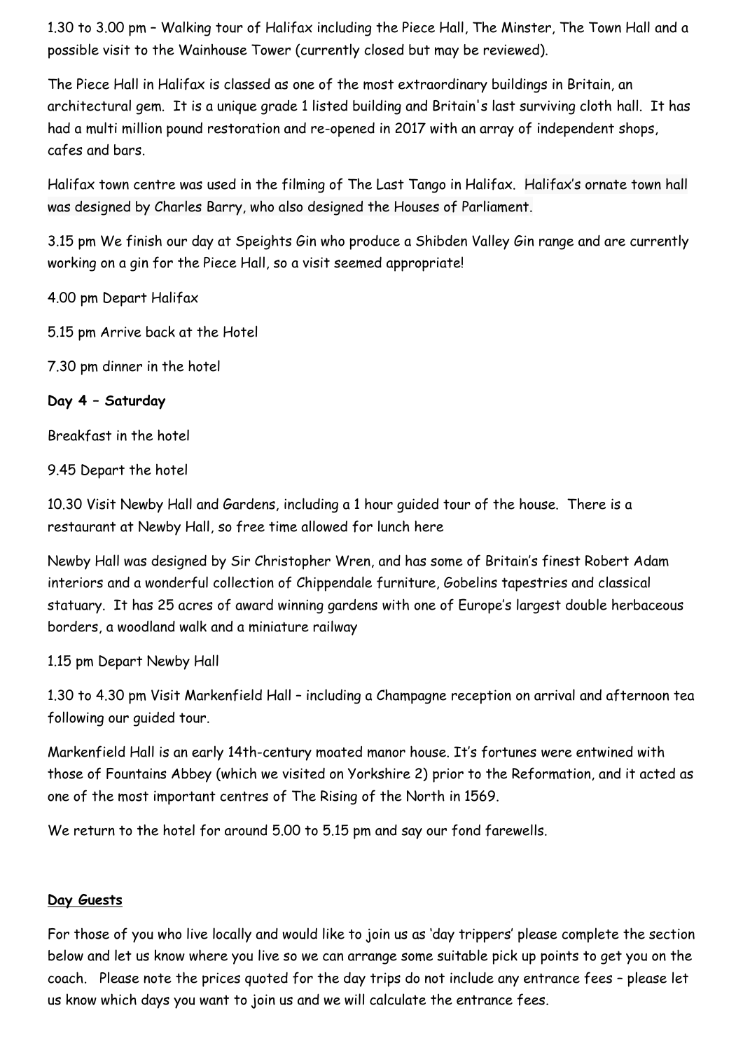1.30 to 3.00 pm – Walking tour of Halifax including the Piece Hall, The Minster, The Town Hall and a possible visit to the Wainhouse Tower (currently closed but may be reviewed).

The Piece Hall in Halifax is classed as one of the most extraordinary buildings in Britain, an architectural gem. It is a unique grade 1 listed building and Britain's last surviving cloth hall. It has had a multi million pound restoration and re-opened in 2017 with an array of independent shops, cafes and bars.

Halifax town centre was used in the filming of The Last Tango in Halifax. Halifax's ornate town hall was designed by Charles Barry, who also designed the Houses of Parliament.

3.15 pm We finish our day at Speights Gin who produce a Shibden Valley Gin range and are currently working on a gin for the Piece Hall, so a visit seemed appropriate!

4.00 pm Depart Halifax

5.15 pm Arrive back at the Hotel

7.30 pm dinner in the hotel

**Day 4 – Saturday**

Breakfast in the hotel

9.45 Depart the hotel

10.30 Visit Newby Hall and Gardens, including a 1 hour guided tour of the house. There is a restaurant at Newby Hall, so free time allowed for lunch here

Newby Hall was designed by Sir Christopher Wren, and has some of Britain's finest Robert Adam interiors and a wonderful collection of Chippendale furniture, Gobelins tapestries and classical statuary. It has 25 acres of award winning gardens with one of Europe's largest double herbaceous borders, a woodland walk and a miniature railway

1.15 pm Depart Newby Hall

1.30 to 4.30 pm Visit Markenfield Hall – including a Champagne reception on arrival and afternoon tea following our guided tour.

Markenfield Hall is an early 14th-century moated manor house. It's fortunes were entwined with those of Fountains Abbey (which we visited on Yorkshire 2) prior to the Reformation, and it acted as one of the most important centres of The Rising of the North in 1569.

We return to the hotel for around 5.00 to 5.15 pm and say our fond farewells.

**Day Guests**

For those of you who live locally and would like to join us as 'day trippers' please complete the section below and let us know where you live so we can arrange some suitable pick up points to get you on the coach. Please note the prices quoted for the day trips do not include any entrance fees – please let us know which days you want to join us and we will calculate the entrance fees.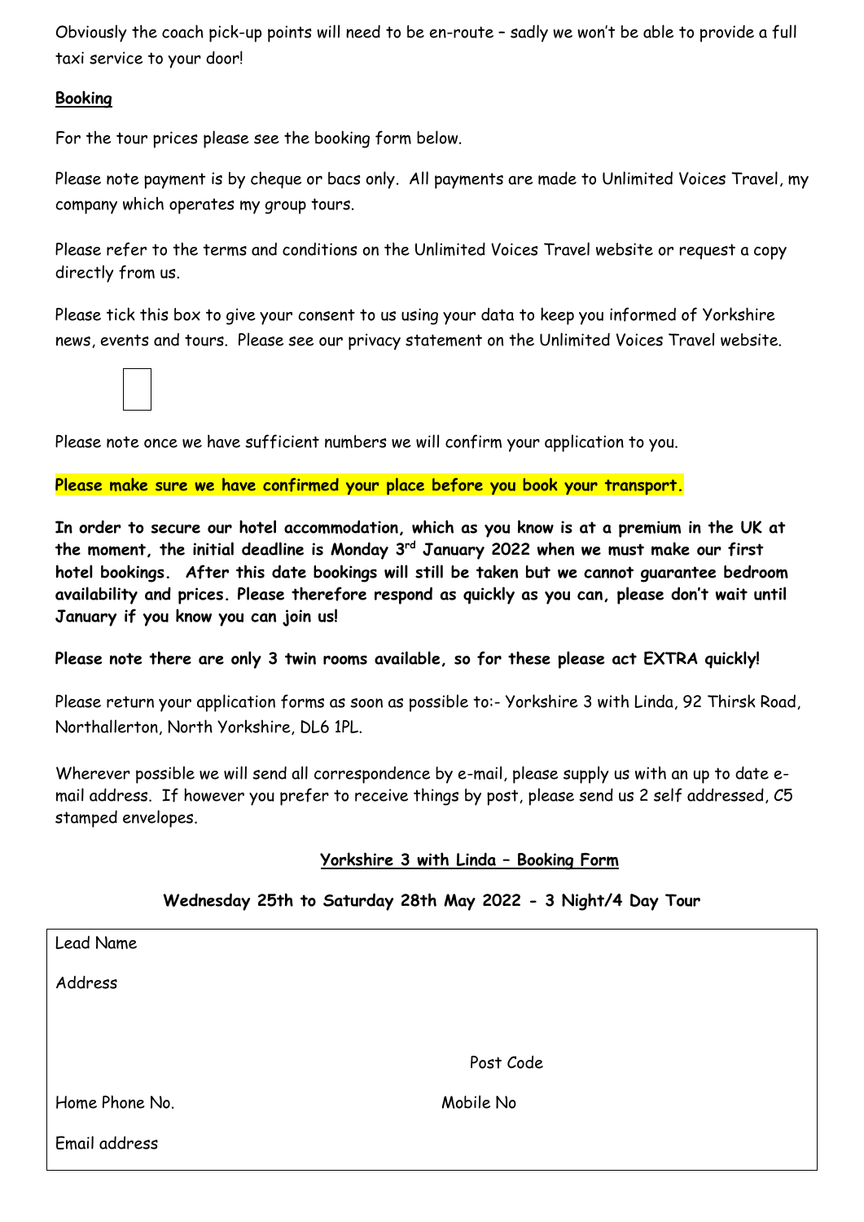Obviously the coach pick-up points will need to be en-route – sadly we won't be able to provide a full taxi service to your door!

**Booking**

For the tour prices please see the booking form below.

Please note payment is by cheque or bacs only. All payments are made to Unlimited Voices Travel, my company which operates my group tours.

Please refer to the terms and conditions on the Unlimited Voices Travel website or request a copy directly from us.

Please tick this box to give your consent to us using your data to keep you informed of Yorkshire news, events and tours. Please see our privacy statement on the Unlimited Voices Travel website.

☐

Please note once we have sufficient numbers we will confirm your application to you.

**Please make sure we have confirmed your place before you book your transport.**

**In order to secure our hotel accommodation, which as you know is at a premium in the UK at the moment, the initial deadline is Monday 3rd January 2022 when we must make our first hotel bookings. After this date bookings will still be taken but we cannot guarantee bedroom availability and prices. Please therefore respond as quickly as you can, please don't wait until January if you know you can join us!**

**Please note there are only 3 twin rooms available, so for these please act EXTRA quickly!**

Please return your application forms as soon as possible to:- Yorkshire 3 with Linda, 92 Thirsk Road, Northallerton, North Yorkshire, DL6 1PL.

Wherever possible we will send all correspondence by e-mail, please supply us with an up to date e-mail address. If however you prefer to receive things by post, please send us 2 self addressed, C5 stamped envelopes.

## Yorkshire 3 with Linda – Booking Form

### Wednesday 25th to Saturday 28th May 2022 - 3 Night/4 Day Tour

| | |
|---|---|
| Lead Name | |
| Address | |
| | Post Code |
| Home Phone No. | Mobile No |
| Email address | |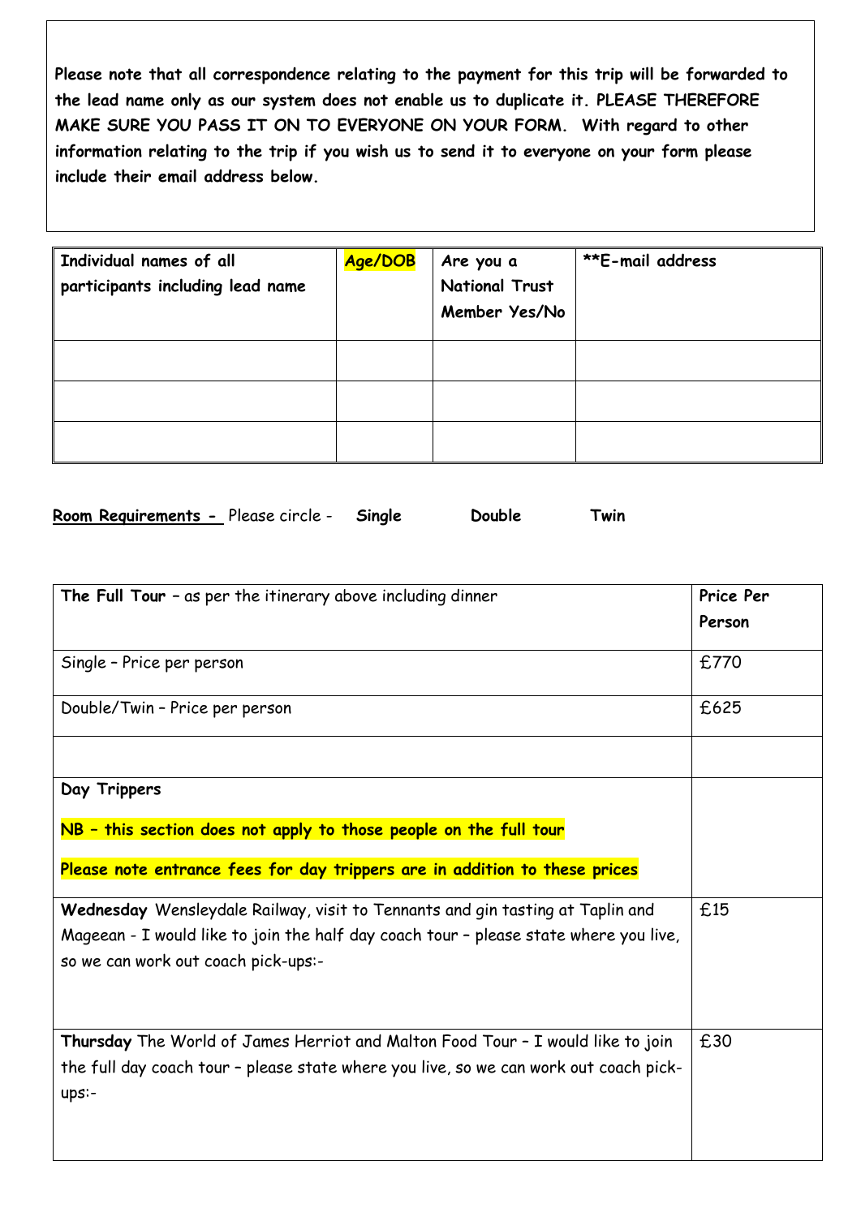**Please note that all correspondence relating to the payment for this trip will be forwarded to the lead name only as our system does not enable us to duplicate it. PLEASE THEREFORE MAKE SURE YOU PASS IT ON TO EVERYONE ON YOUR FORM. With regard to other information relating to the trip if you wish us to send it to everyone on your form please include their email address below.**

| **Individual names of all participants including lead name** | **Age/DOB** | **Are you a National Trust Member Yes/No** | **\*\*E-mail address** |
|---|---|---|---|
| | | | |
| | | | |
| | | | |

**Room Requirements -** Please circle - **Single** **Double** **Twin**

| **The Full Tour** – as per the itinerary above including dinner | **Price Per Person** |
|---|---|
| Single – Price per person | £770 |
| Double/Twin – Price per person | £625 |
| | |
| **Day Trippers**<br><br>**NB – this section does not apply to those people on the full tour**<br><br>**Please note entrance fees for day trippers are in addition to these prices** | |
| **Wednesday** Wensleydale Railway, visit to Tennants and gin tasting at Taplin and Mageean - I would like to join the half day coach tour – please state where you live, so we can work out coach pick-ups:- | £15 |
| **Thursday** The World of James Herriot and Malton Food Tour – I would like to join the full day coach tour – please state where you live, so we can work out coach pick-ups:- | £30 |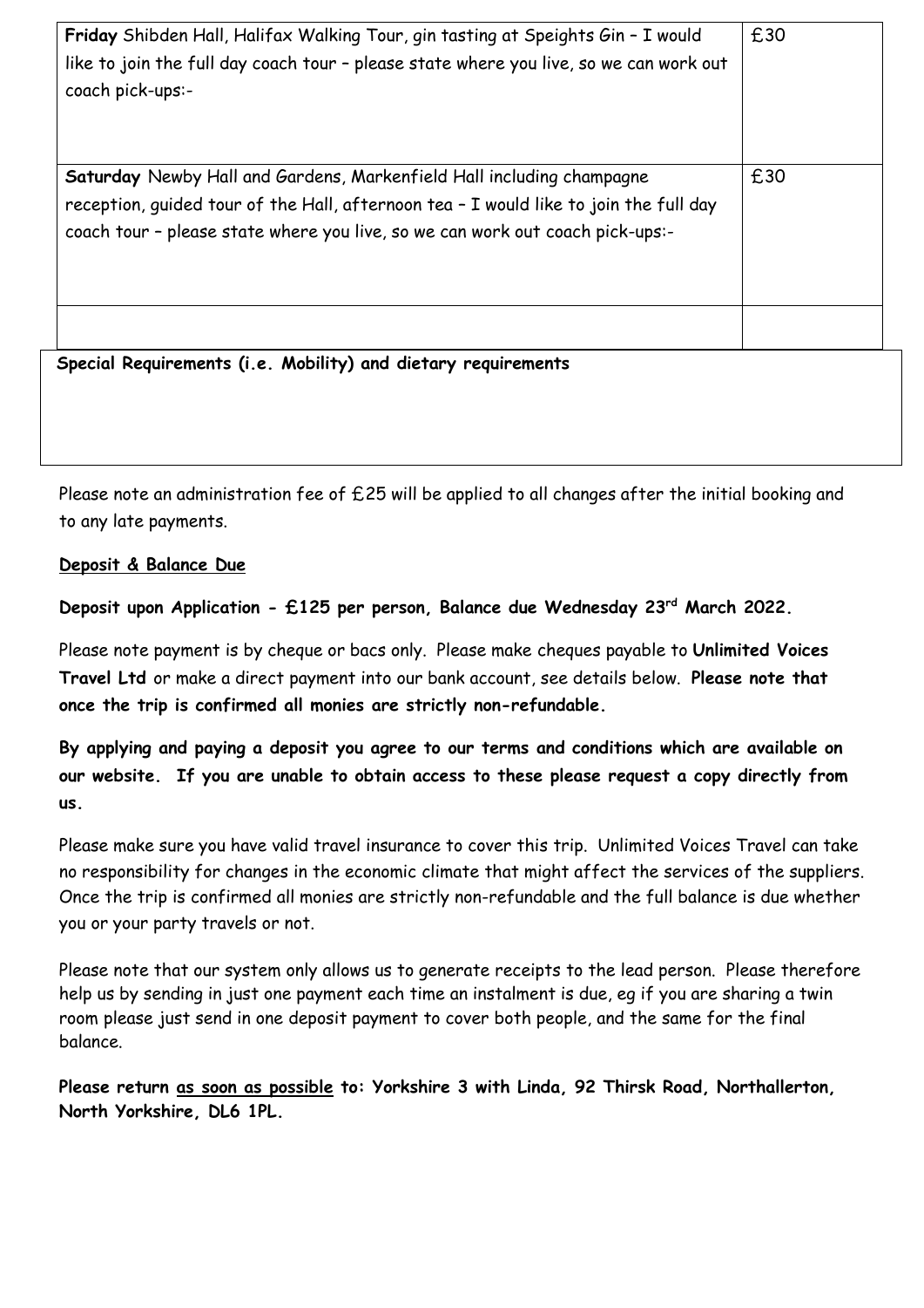| | |
|---|---|
| **Friday** Shibden Hall, Halifax Walking Tour, gin tasting at Speights Gin – I would like to join the full day coach tour – please state where you live, so we can work out coach pick-ups:- | £30 |
| **Saturday** Newby Hall and Gardens, Markenfield Hall including champagne reception, guided tour of the Hall, afternoon tea – I would like to join the full day coach tour – please state where you live, so we can work out coach pick-ups:- | £30 |
| | |

| **Special Requirements (i.e. Mobility) and dietary requirements** |
|---|
| |

Please note an administration fee of £25 will be applied to all changes after the initial booking and to any late payments.

**Deposit & Balance Due**

**Deposit upon Application - £125 per person, Balance due Wednesday 23rd March 2022.**

Please note payment is by cheque or bacs only. Please make cheques payable to **Unlimited Voices Travel Ltd** or make a direct payment into our bank account, see details below. **Please note that once the trip is confirmed all monies are strictly non-refundable.**

**By applying and paying a deposit you agree to our terms and conditions which are available on our website. If you are unable to obtain access to these please request a copy directly from us.**

Please make sure you have valid travel insurance to cover this trip. Unlimited Voices Travel can take no responsibility for changes in the economic climate that might affect the services of the suppliers. Once the trip is confirmed all monies are strictly non-refundable and the full balance is due whether you or your party travels or not.

Please note that our system only allows us to generate receipts to the lead person. Please therefore help us by sending in just one payment each time an instalment is due, eg if you are sharing a twin room please just send in one deposit payment to cover both people, and the same for the final balance.

**Please return as soon as possible to: Yorkshire 3 with Linda, 92 Thirsk Road, Northallerton, North Yorkshire, DL6 1PL.**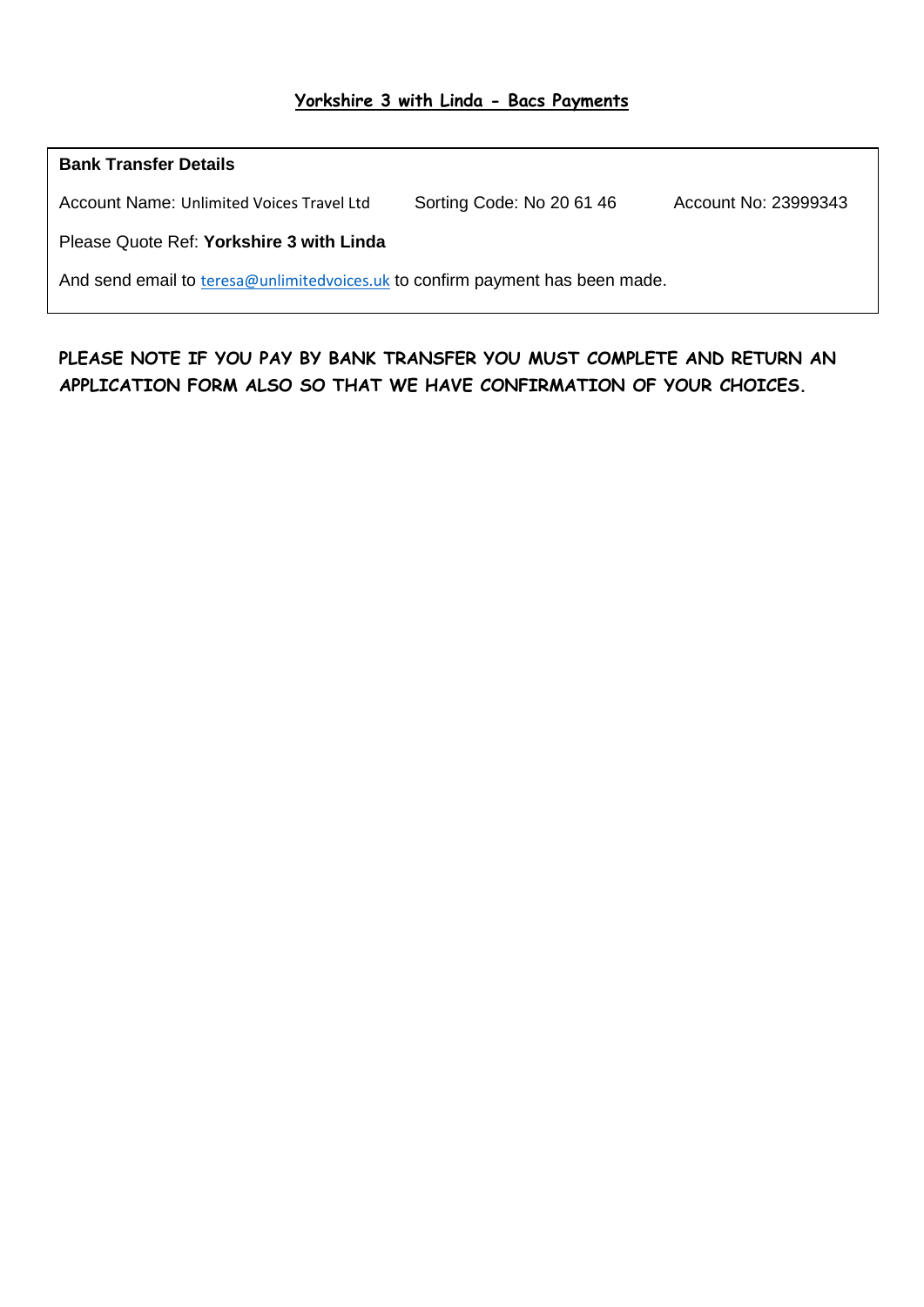**Yorkshire 3 with Linda - Bacs Payments**

**Bank Transfer Details**

Account Name: Unlimited Voices Travel Ltd    Sorting Code: No 20 61 46    Account No: 23999343

Please Quote Ref: **Yorkshire 3 with Linda**

And send email to teresa@unlimitedvoices.uk to confirm payment has been made.

**PLEASE NOTE IF YOU PAY BY BANK TRANSFER YOU MUST COMPLETE AND RETURN AN APPLICATION FORM ALSO SO THAT WE HAVE CONFIRMATION OF YOUR CHOICES.**